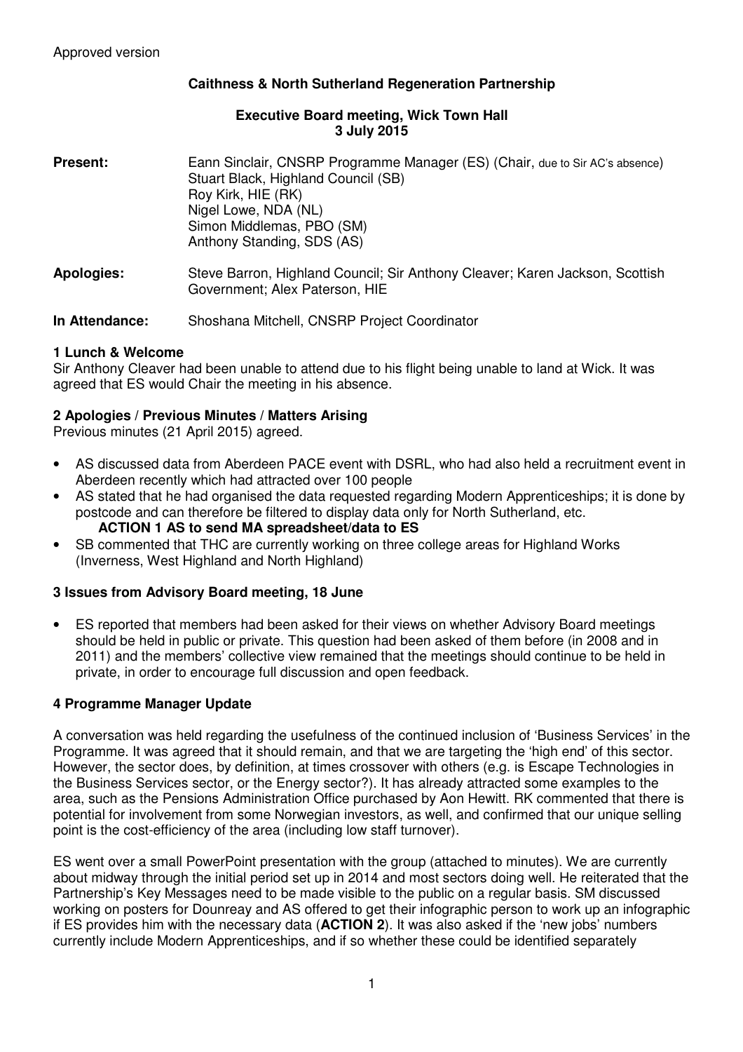Approved version

**Caithness & North Sutherland Regeneration Partnership**

**Executive Board meeting, Wick Town Hall**
**3 July 2015**

**Present:** Eann Sinclair, CNSRP Programme Manager (ES) (Chair, due to Sir AC's absence)
Stuart Black, Highland Council (SB)
Roy Kirk, HIE (RK)
Nigel Lowe, NDA (NL)
Simon Middlemas, PBO (SM)
Anthony Standing, SDS (AS)

**Apologies:** Steve Barron, Highland Council; Sir Anthony Cleaver; Karen Jackson, Scottish Government; Alex Paterson, HIE

**In Attendance:** Shoshana Mitchell, CNSRP Project Coordinator

**1 Lunch & Welcome**

Sir Anthony Cleaver had been unable to attend due to his flight being unable to land at Wick. It was agreed that ES would Chair the meeting in his absence.

**2 Apologies / Previous Minutes / Matters Arising**

Previous minutes (21 April 2015) agreed.

- AS discussed data from Aberdeen PACE event with DSRL, who had also held a recruitment event in Aberdeen recently which had attracted over 100 people
- AS stated that he had organised the data requested regarding Modern Apprenticeships; it is done by postcode and can therefore be filtered to display data only for North Sutherland, etc.
  **ACTION 1 AS to send MA spreadsheet/data to ES**
- SB commented that THC are currently working on three college areas for Highland Works (Inverness, West Highland and North Highland)

**3 Issues from Advisory Board meeting, 18 June**

- ES reported that members had been asked for their views on whether Advisory Board meetings should be held in public or private. This question had been asked of them before (in 2008 and in 2011) and the members' collective view remained that the meetings should continue to be held in private, in order to encourage full discussion and open feedback.

**4 Programme Manager Update**

A conversation was held regarding the usefulness of the continued inclusion of 'Business Services' in the Programme. It was agreed that it should remain, and that we are targeting the 'high end' of this sector. However, the sector does, by definition, at times crossover with others (e.g. is Escape Technologies in the Business Services sector, or the Energy sector?). It has already attracted some examples to the area, such as the Pensions Administration Office purchased by Aon Hewitt. RK commented that there is potential for involvement from some Norwegian investors, as well, and confirmed that our unique selling point is the cost-efficiency of the area (including low staff turnover).

ES went over a small PowerPoint presentation with the group (attached to minutes). We are currently about midway through the initial period set up in 2014 and most sectors doing well. He reiterated that the Partnership's Key Messages need to be made visible to the public on a regular basis. SM discussed working on posters for Dounreay and AS offered to get their infographic person to work up an infographic if ES provides him with the necessary data (**ACTION 2**). It was also asked if the 'new jobs' numbers currently include Modern Apprenticeships, and if so whether these could be identified separately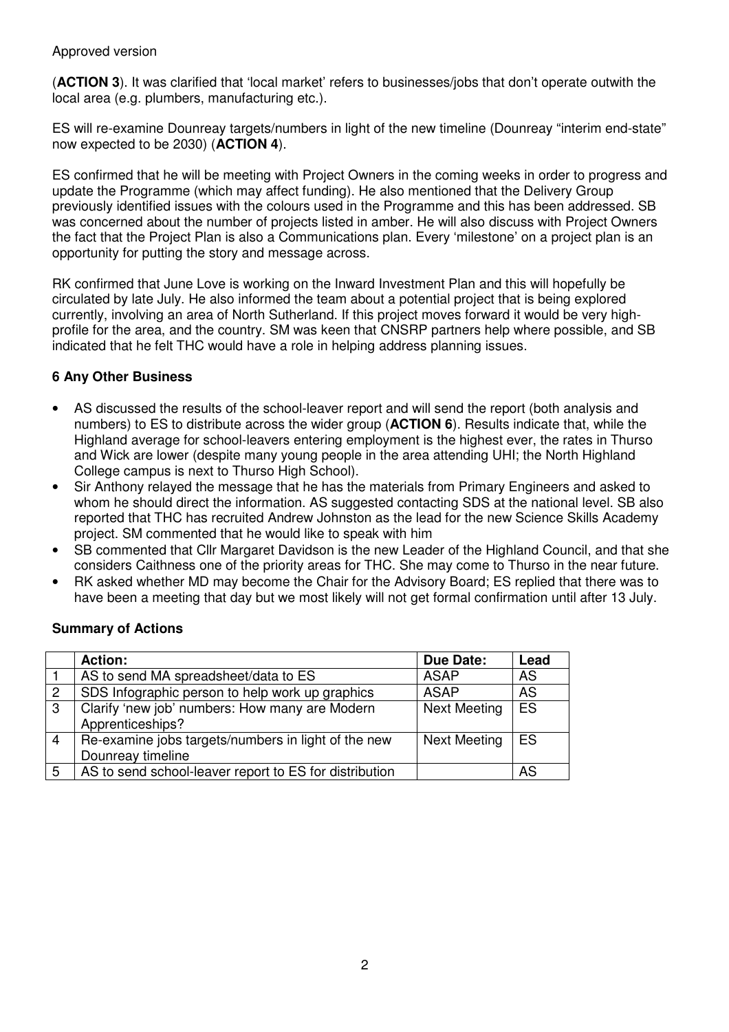Approved version

(**ACTION 3**). It was clarified that 'local market' refers to businesses/jobs that don't operate outwith the local area (e.g. plumbers, manufacturing etc.).

ES will re-examine Dounreay targets/numbers in light of the new timeline (Dounreay "interim end-state" now expected to be 2030) (**ACTION 4**).

ES confirmed that he will be meeting with Project Owners in the coming weeks in order to progress and update the Programme (which may affect funding). He also mentioned that the Delivery Group previously identified issues with the colours used in the Programme and this has been addressed. SB was concerned about the number of projects listed in amber. He will also discuss with Project Owners the fact that the Project Plan is also a Communications plan. Every 'milestone' on a project plan is an opportunity for putting the story and message across.

RK confirmed that June Love is working on the Inward Investment Plan and this will hopefully be circulated by late July. He also informed the team about a potential project that is being explored currently, involving an area of North Sutherland. If this project moves forward it would be very high-profile for the area, and the country. SM was keen that CNSRP partners help where possible, and SB indicated that he felt THC would have a role in helping address planning issues.

### 6 Any Other Business

- AS discussed the results of the school-leaver report and will send the report (both analysis and numbers) to ES to distribute across the wider group (**ACTION 6**). Results indicate that, while the Highland average for school-leavers entering employment is the highest ever, the rates in Thurso and Wick are lower (despite many young people in the area attending UHI; the North Highland College campus is next to Thurso High School).
- Sir Anthony relayed the message that he has the materials from Primary Engineers and asked to whom he should direct the information. AS suggested contacting SDS at the national level. SB also reported that THC has recruited Andrew Johnston as the lead for the new Science Skills Academy project. SM commented that he would like to speak with him
- SB commented that Cllr Margaret Davidson is the new Leader of the Highland Council, and that she considers Caithness one of the priority areas for THC. She may come to Thurso in the near future.
- RK asked whether MD may become the Chair for the Advisory Board; ES replied that there was to have been a meeting that day but we most likely will not get formal confirmation until after 13 July.

### Summary of Actions

| | Action: | Due Date: | Lead |
|---|---|---|---|
| 1 | AS to send MA spreadsheet/data to ES | ASAP | AS |
| 2 | SDS Infographic person to help work up graphics | ASAP | AS |
| 3 | Clarify 'new job' numbers: How many are Modern Apprenticeships? | Next Meeting | ES |
| 4 | Re-examine jobs targets/numbers in light of the new Dounreay timeline | Next Meeting | ES |
| 5 | AS to send school-leaver report to ES for distribution | | AS |